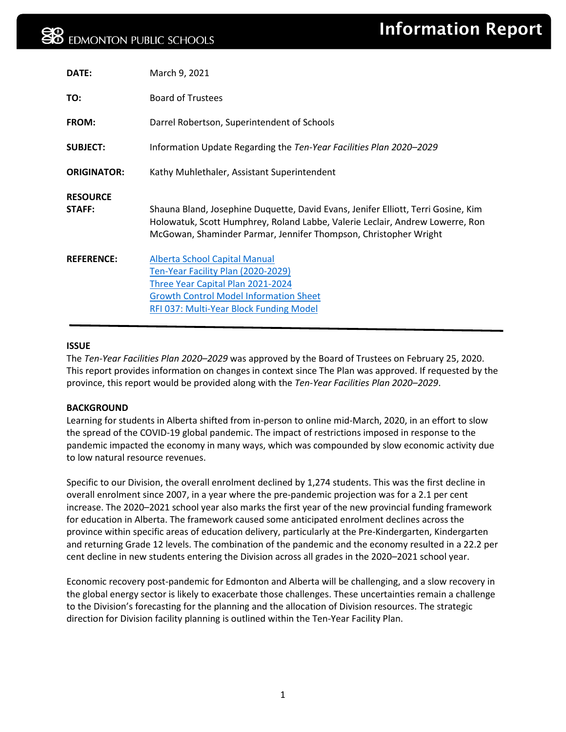EDMONTON PUBLIC SCHOOLS

# Information Report

| | |
|---|---|
| **DATE:** | March 9, 2021 |
| **TO:** | Board of Trustees |
| **FROM:** | Darrel Robertson, Superintendent of Schools |
| **SUBJECT:** | Information Update Regarding the *Ten-Year Facilities Plan 2020–2029* |
| **ORIGINATOR:** | Kathy Muhlethaler, Assistant Superintendent |
| **RESOURCE STAFF:** | Shauna Bland, Josephine Duquette, David Evans, Jenifer Elliott, Terri Gosine, Kim Holowatuk, Scott Humphrey, Roland Labbe, Valerie Leclair, Andrew Lowerre, Ron McGowan, Shaminder Parmar, Jennifer Thompson, Christopher Wright |
| **REFERENCE:** | Alberta School Capital Manual<br>Ten-Year Facility Plan (2020-2029)<br>Three Year Capital Plan 2021-2024<br>Growth Control Model Information Sheet<br>RFI 037: Multi-Year Block Funding Model |

---

**ISSUE**

The *Ten-Year Facilities Plan 2020–2029* was approved by the Board of Trustees on February 25, 2020. This report provides information on changes in context since The Plan was approved. If requested by the province, this report would be provided along with the *Ten-Year Facilities Plan 2020–2029*.

**BACKGROUND**

Learning for students in Alberta shifted from in-person to online mid-March, 2020, in an effort to slow the spread of the COVID-19 global pandemic. The impact of restrictions imposed in response to the pandemic impacted the economy in many ways, which was compounded by slow economic activity due to low natural resource revenues.

Specific to our Division, the overall enrolment declined by 1,274 students. This was the first decline in overall enrolment since 2007, in a year where the pre-pandemic projection was for a 2.1 per cent increase. The 2020–2021 school year also marks the first year of the new provincial funding framework for education in Alberta. The framework caused some anticipated enrolment declines across the province within specific areas of education delivery, particularly at the Pre-Kindergarten, Kindergarten and returning Grade 12 levels. The combination of the pandemic and the economy resulted in a 22.2 per cent decline in new students entering the Division across all grades in the 2020–2021 school year.

Economic recovery post-pandemic for Edmonton and Alberta will be challenging, and a slow recovery in the global energy sector is likely to exacerbate those challenges. These uncertainties remain a challenge to the Division's forecasting for the planning and the allocation of Division resources. The strategic direction for Division facility planning is outlined within the Ten-Year Facility Plan.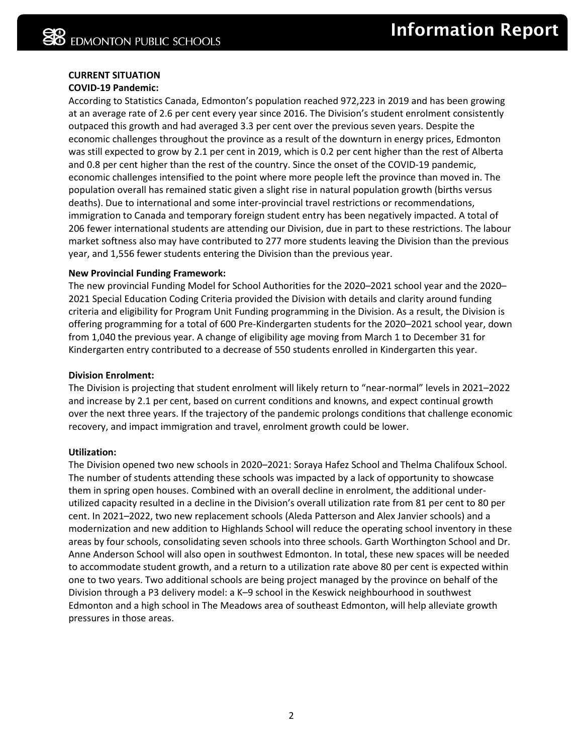**CURRENT SITUATION**

**COVID-19 Pandemic:**

According to Statistics Canada, Edmonton's population reached 972,223 in 2019 and has been growing at an average rate of 2.6 per cent every year since 2016. The Division's student enrolment consistently outpaced this growth and had averaged 3.3 per cent over the previous seven years. Despite the economic challenges throughout the province as a result of the downturn in energy prices, Edmonton was still expected to grow by 2.1 per cent in 2019, which is 0.2 per cent higher than the rest of Alberta and 0.8 per cent higher than the rest of the country. Since the onset of the COVID-19 pandemic, economic challenges intensified to the point where more people left the province than moved in. The population overall has remained static given a slight rise in natural population growth (births versus deaths). Due to international and some inter-provincial travel restrictions or recommendations, immigration to Canada and temporary foreign student entry has been negatively impacted. A total of 206 fewer international students are attending our Division, due in part to these restrictions. The labour market softness also may have contributed to 277 more students leaving the Division than the previous year, and 1,556 fewer students entering the Division than the previous year.

**New Provincial Funding Framework:**

The new provincial Funding Model for School Authorities for the 2020–2021 school year and the 2020–2021 Special Education Coding Criteria provided the Division with details and clarity around funding criteria and eligibility for Program Unit Funding programming in the Division. As a result, the Division is offering programming for a total of 600 Pre-Kindergarten students for the 2020–2021 school year, down from 1,040 the previous year. A change of eligibility age moving from March 1 to December 31 for Kindergarten entry contributed to a decrease of 550 students enrolled in Kindergarten this year.

**Division Enrolment:**

The Division is projecting that student enrolment will likely return to "near-normal" levels in 2021–2022 and increase by 2.1 per cent, based on current conditions and knowns, and expect continual growth over the next three years. If the trajectory of the pandemic prolongs conditions that challenge economic recovery, and impact immigration and travel, enrolment growth could be lower.

**Utilization:**

The Division opened two new schools in 2020–2021: Soraya Hafez School and Thelma Chalifoux School. The number of students attending these schools was impacted by a lack of opportunity to showcase them in spring open houses. Combined with an overall decline in enrolment, the additional under-utilized capacity resulted in a decline in the Division's overall utilization rate from 81 per cent to 80 per cent. In 2021–2022, two new replacement schools (Aleda Patterson and Alex Janvier schools) and a modernization and new addition to Highlands School will reduce the operating school inventory in these areas by four schools, consolidating seven schools into three schools. Garth Worthington School and Dr. Anne Anderson School will also open in southwest Edmonton. In total, these new spaces will be needed to accommodate student growth, and a return to a utilization rate above 80 per cent is expected within one to two years. Two additional schools are being project managed by the province on behalf of the Division through a P3 delivery model: a K–9 school in the Keswick neighbourhood in southwest Edmonton and a high school in The Meadows area of southeast Edmonton, will help alleviate growth pressures in those areas.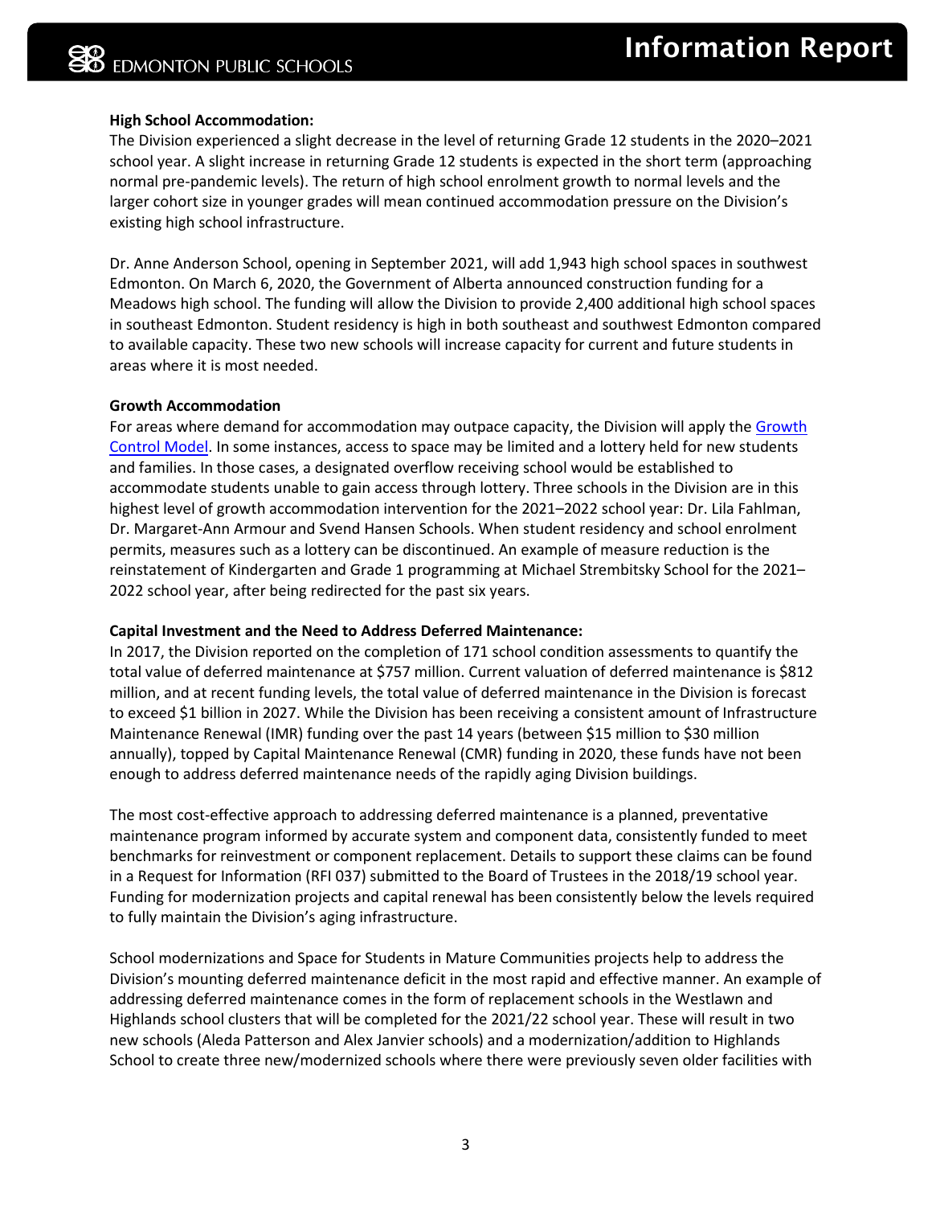**High School Accommodation:**
The Division experienced a slight decrease in the level of returning Grade 12 students in the 2020–2021 school year. A slight increase in returning Grade 12 students is expected in the short term (approaching normal pre-pandemic levels). The return of high school enrolment growth to normal levels and the larger cohort size in younger grades will mean continued accommodation pressure on the Division's existing high school infrastructure.

Dr. Anne Anderson School, opening in September 2021, will add 1,943 high school spaces in southwest Edmonton. On March 6, 2020, the Government of Alberta announced construction funding for a Meadows high school. The funding will allow the Division to provide 2,400 additional high school spaces in southeast Edmonton. Student residency is high in both southeast and southwest Edmonton compared to available capacity. These two new schools will increase capacity for current and future students in areas where it is most needed.

**Growth Accommodation**
For areas where demand for accommodation may outpace capacity, the Division will apply the Growth Control Model. In some instances, access to space may be limited and a lottery held for new students and families. In those cases, a designated overflow receiving school would be established to accommodate students unable to gain access through lottery. Three schools in the Division are in this highest level of growth accommodation intervention for the 2021–2022 school year: Dr. Lila Fahlman, Dr. Margaret-Ann Armour and Svend Hansen Schools. When student residency and school enrolment permits, measures such as a lottery can be discontinued. An example of measure reduction is the reinstatement of Kindergarten and Grade 1 programming at Michael Strembitsky School for the 2021–2022 school year, after being redirected for the past six years.

**Capital Investment and the Need to Address Deferred Maintenance:**
In 2017, the Division reported on the completion of 171 school condition assessments to quantify the total value of deferred maintenance at $757 million. Current valuation of deferred maintenance is $812 million, and at recent funding levels, the total value of deferred maintenance in the Division is forecast to exceed $1 billion in 2027. While the Division has been receiving a consistent amount of Infrastructure Maintenance Renewal (IMR) funding over the past 14 years (between $15 million to $30 million annually), topped by Capital Maintenance Renewal (CMR) funding in 2020, these funds have not been enough to address deferred maintenance needs of the rapidly aging Division buildings.

The most cost-effective approach to addressing deferred maintenance is a planned, preventative maintenance program informed by accurate system and component data, consistently funded to meet benchmarks for reinvestment or component replacement. Details to support these claims can be found in a Request for Information (RFI 037) submitted to the Board of Trustees in the 2018/19 school year. Funding for modernization projects and capital renewal has been consistently below the levels required to fully maintain the Division's aging infrastructure.

School modernizations and Space for Students in Mature Communities projects help to address the Division's mounting deferred maintenance deficit in the most rapid and effective manner. An example of addressing deferred maintenance comes in the form of replacement schools in the Westlawn and Highlands school clusters that will be completed for the 2021/22 school year. These will result in two new schools (Aleda Patterson and Alex Janvier schools) and a modernization/addition to Highlands School to create three new/modernized schools where there were previously seven older facilities with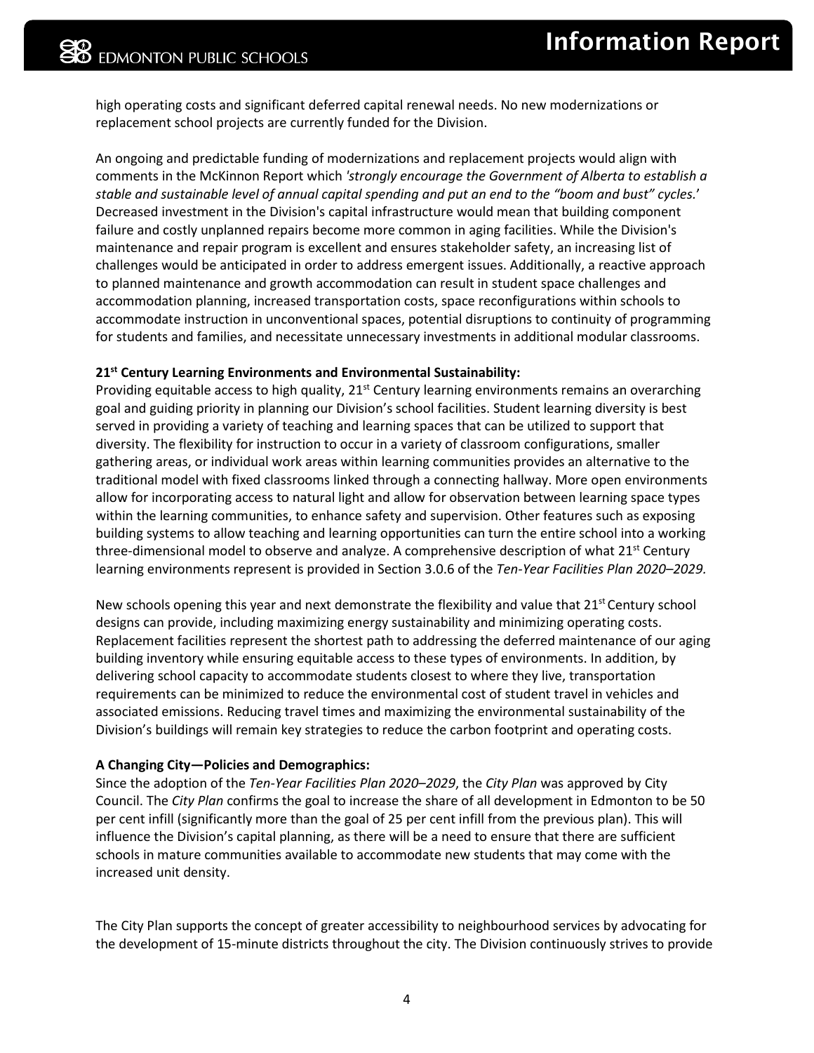high operating costs and significant deferred capital renewal needs. No new modernizations or replacement school projects are currently funded for the Division.

An ongoing and predictable funding of modernizations and replacement projects would align with comments in the McKinnon Report which *'strongly encourage the Government of Alberta to establish a stable and sustainable level of annual capital spending and put an end to the "boom and bust" cycles.'* Decreased investment in the Division's capital infrastructure would mean that building component failure and costly unplanned repairs become more common in aging facilities. While the Division's maintenance and repair program is excellent and ensures stakeholder safety, an increasing list of challenges would be anticipated in order to address emergent issues. Additionally, a reactive approach to planned maintenance and growth accommodation can result in student space challenges and accommodation planning, increased transportation costs, space reconfigurations within schools to accommodate instruction in unconventional spaces, potential disruptions to continuity of programming for students and families, and necessitate unnecessary investments in additional modular classrooms.

**21st Century Learning Environments and Environmental Sustainability:**
Providing equitable access to high quality, 21st Century learning environments remains an overarching goal and guiding priority in planning our Division's school facilities. Student learning diversity is best served in providing a variety of teaching and learning spaces that can be utilized to support that diversity. The flexibility for instruction to occur in a variety of classroom configurations, smaller gathering areas, or individual work areas within learning communities provides an alternative to the traditional model with fixed classrooms linked through a connecting hallway. More open environments allow for incorporating access to natural light and allow for observation between learning space types within the learning communities, to enhance safety and supervision. Other features such as exposing building systems to allow teaching and learning opportunities can turn the entire school into a working three-dimensional model to observe and analyze. A comprehensive description of what 21st Century learning environments represent is provided in Section 3.0.6 of the *Ten-Year Facilities Plan 2020–2029.*

New schools opening this year and next demonstrate the flexibility and value that 21st Century school designs can provide, including maximizing energy sustainability and minimizing operating costs. Replacement facilities represent the shortest path to addressing the deferred maintenance of our aging building inventory while ensuring equitable access to these types of environments. In addition, by delivering school capacity to accommodate students closest to where they live, transportation requirements can be minimized to reduce the environmental cost of student travel in vehicles and associated emissions. Reducing travel times and maximizing the environmental sustainability of the Division's buildings will remain key strategies to reduce the carbon footprint and operating costs.

**A Changing City—Policies and Demographics:**
Since the adoption of the *Ten-Year Facilities Plan 2020–2029*, the *City Plan* was approved by City Council. The *City Plan* confirms the goal to increase the share of all development in Edmonton to be 50 per cent infill (significantly more than the goal of 25 per cent infill from the previous plan). This will influence the Division's capital planning, as there will be a need to ensure that there are sufficient schools in mature communities available to accommodate new students that may come with the increased unit density.

The City Plan supports the concept of greater accessibility to neighbourhood services by advocating for the development of 15-minute districts throughout the city. The Division continuously strives to provide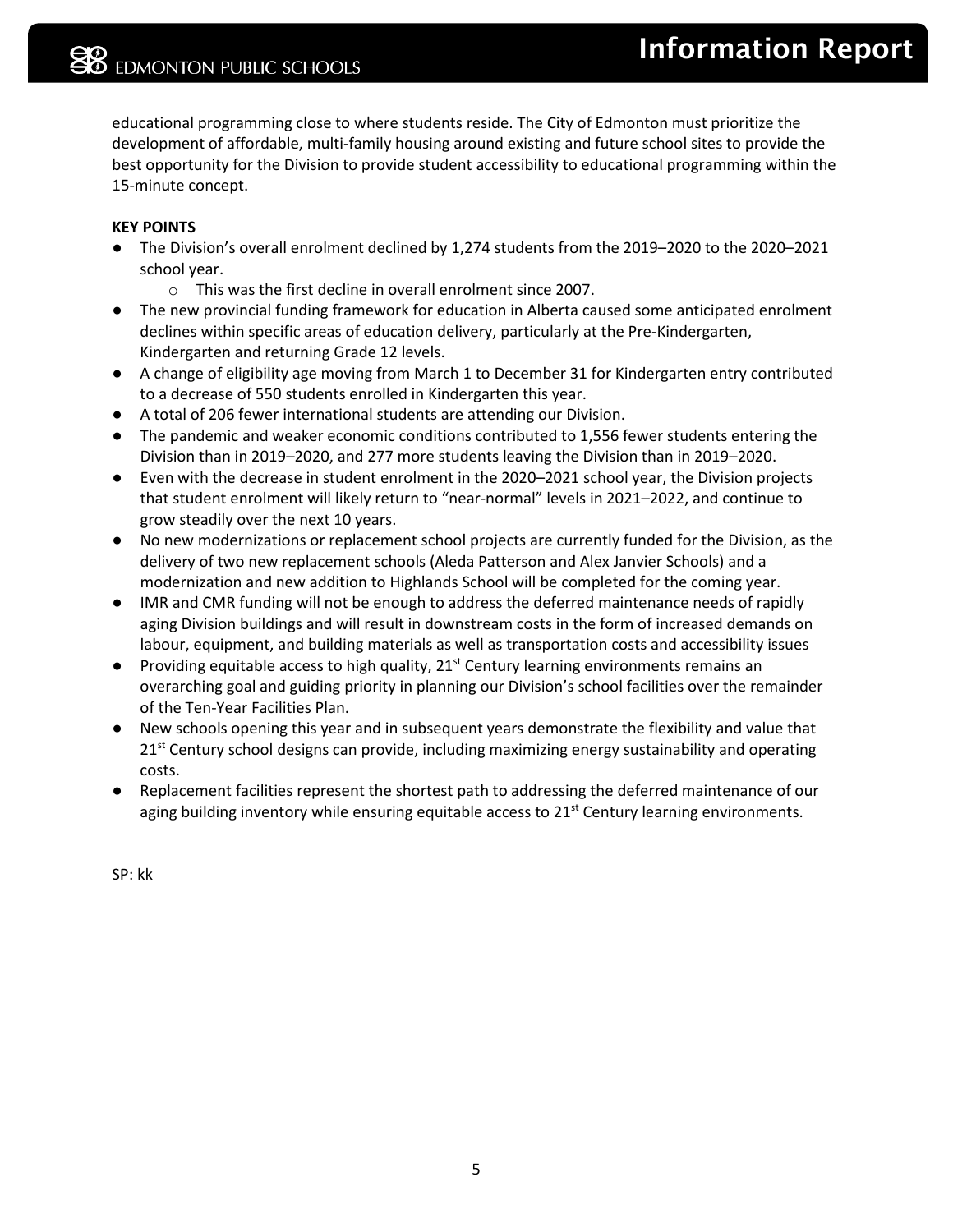educational programming close to where students reside. The City of Edmonton must prioritize the development of affordable, multi-family housing around existing and future school sites to provide the best opportunity for the Division to provide student accessibility to educational programming within the 15-minute concept.

**KEY POINTS**

- The Division's overall enrolment declined by 1,274 students from the 2019–2020 to the 2020–2021 school year.
  - This was the first decline in overall enrolment since 2007.
- The new provincial funding framework for education in Alberta caused some anticipated enrolment declines within specific areas of education delivery, particularly at the Pre-Kindergarten, Kindergarten and returning Grade 12 levels.
- A change of eligibility age moving from March 1 to December 31 for Kindergarten entry contributed to a decrease of 550 students enrolled in Kindergarten this year.
- A total of 206 fewer international students are attending our Division.
- The pandemic and weaker economic conditions contributed to 1,556 fewer students entering the Division than in 2019–2020, and 277 more students leaving the Division than in 2019–2020.
- Even with the decrease in student enrolment in the 2020–2021 school year, the Division projects that student enrolment will likely return to "near-normal" levels in 2021–2022, and continue to grow steadily over the next 10 years.
- No new modernizations or replacement school projects are currently funded for the Division, as the delivery of two new replacement schools (Aleda Patterson and Alex Janvier Schools) and a modernization and new addition to Highlands School will be completed for the coming year.
- IMR and CMR funding will not be enough to address the deferred maintenance needs of rapidly aging Division buildings and will result in downstream costs in the form of increased demands on labour, equipment, and building materials as well as transportation costs and accessibility issues
- Providing equitable access to high quality, 21st Century learning environments remains an overarching goal and guiding priority in planning our Division's school facilities over the remainder of the Ten-Year Facilities Plan.
- New schools opening this year and in subsequent years demonstrate the flexibility and value that 21st Century school designs can provide, including maximizing energy sustainability and operating costs.
- Replacement facilities represent the shortest path to addressing the deferred maintenance of our aging building inventory while ensuring equitable access to 21st Century learning environments.

SP: kk